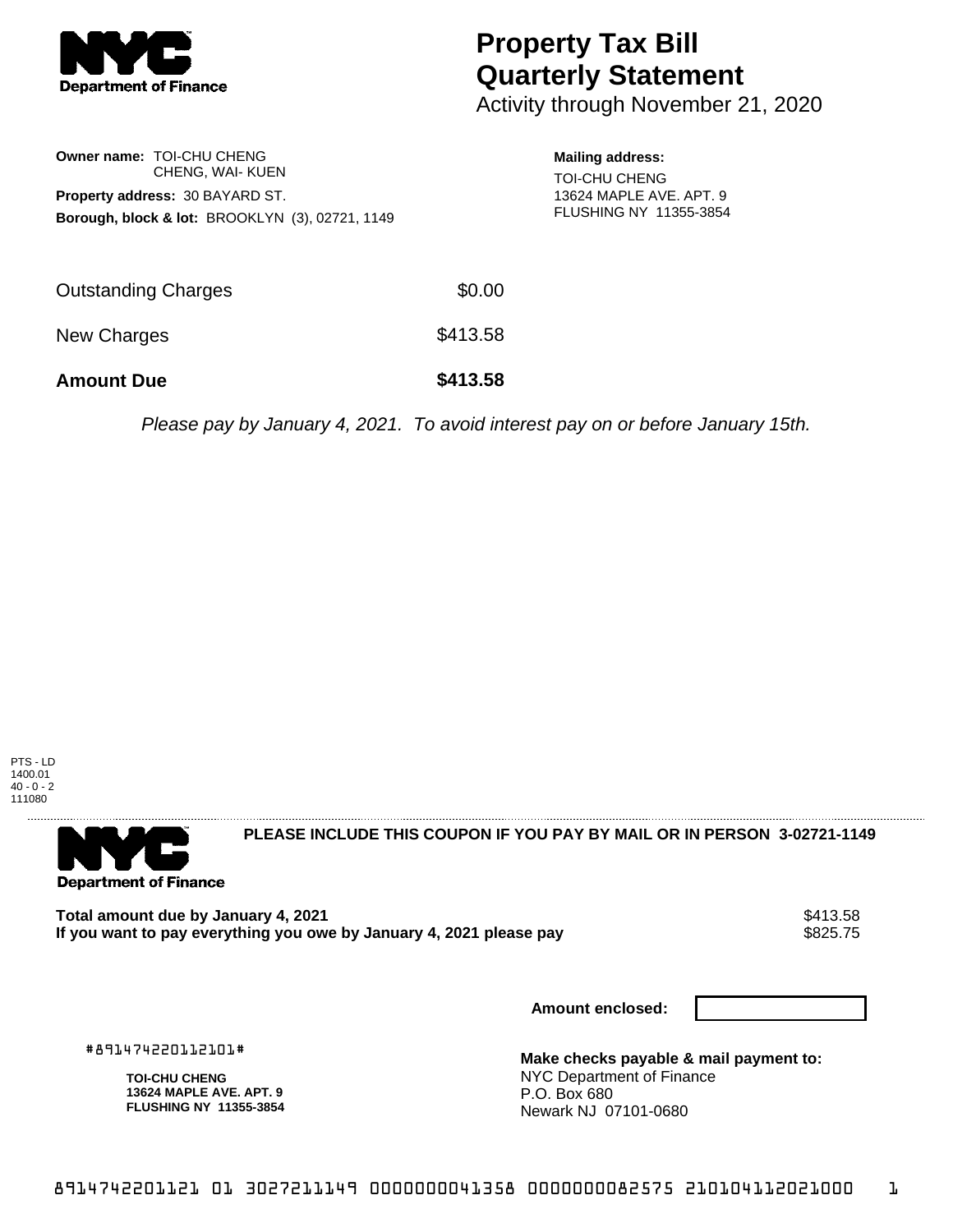# Property Tax Bill Quarterly Statement

Activity through November 21, 2020

**Owner name:** TOI-CHU CHENG
CHENG, WAI- KUEN

**Property address:** 30 BAYARD ST.

**Borough, block & lot:** BROOKLYN (3), 02721, 1149

**Mailing address:**
TOI-CHU CHENG
13624 MAPLE AVE. APT. 9
FLUSHING NY 11355-3854

| | |
|---|---|
| Outstanding Charges | $0.00 |
| New Charges | $413.58 |
| **Amount Due** | **$413.58** |

*Please pay by January 4, 2021. To avoid interest pay on or before January 15th.*

PTS - LD
1400.01
40 - 0 - 2
111080

**PLEASE INCLUDE THIS COUPON IF YOU PAY BY MAIL OR IN PERSON 3-02721-1149**

| | |
|---|---|
| **Total amount due by January 4, 2021** | $413.58 |
| **If you want to pay everything you owe by January 4, 2021 please pay** | $825.75 |

**Amount enclosed:**

#891474220112101#

**TOI-CHU CHENG**
**13624 MAPLE AVE. APT. 9**
**FLUSHING NY 11355-3854**

**Make checks payable & mail payment to:**
NYC Department of Finance
P.O. Box 680
Newark NJ 07101-0680

8914742201121 01 3027211149 0000000041358 0000000082575 210104112021000 1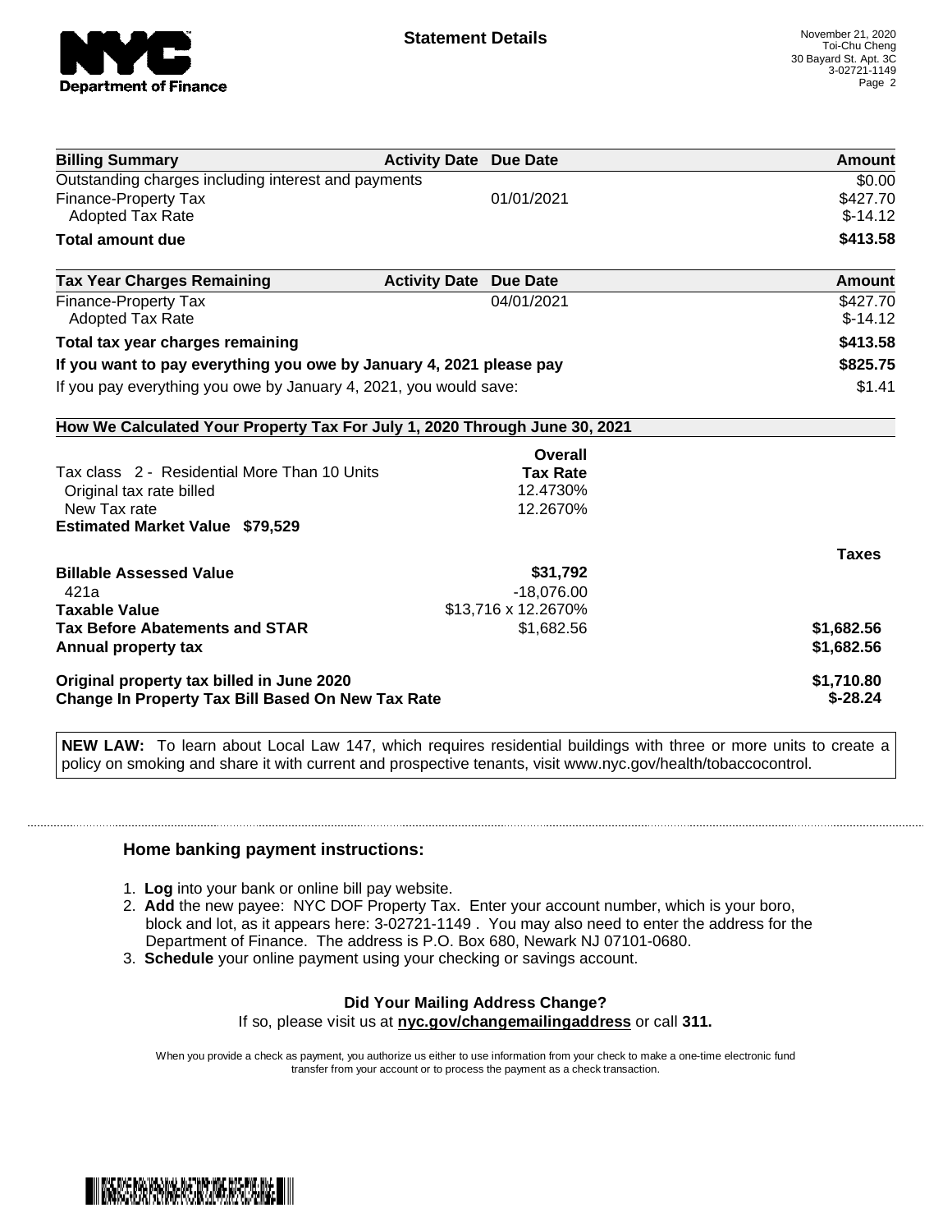**NYC Department of Finance**

## Statement Details

November 21, 2020
Toi-Chu Cheng
30 Bayard St. Apt. 3C
3-02721-1149

| Billing Summary | Activity Date | Due Date | Amount |
|---|---|---|---|
| Outstanding charges including interest and payments | | | $0.00 |
| Finance-Property Tax | | 01/01/2021 | $427.70 |
| Adopted Tax Rate | | | $-14.12 |
| **Total amount due** | | | **$413.58** |

| Tax Year Charges Remaining | Activity Date | Due Date | Amount |
|---|---|---|---|
| Finance-Property Tax | | 04/01/2021 | $427.70 |
| Adopted Tax Rate | | | $-14.12 |
| **Total tax year charges remaining** | | | **$413.58** |
| **If you want to pay everything you owe by January 4, 2021 please pay** | | | **$825.75** |
| If you pay everything you owe by January 4, 2021, you would save: | | | $1.41 |

### How We Calculated Your Property Tax For July 1, 2020 Through June 30, 2021

| | Overall Tax Rate | |
|---|---|---|
| Tax class 2 - Residential More Than 10 Units | | |
| Original tax rate billed | 12.4730% | |
| New Tax rate | 12.2670% | |
| **Estimated Market Value $79,529** | | |

| | | Taxes |
|---|---|---|
| **Billable Assessed Value** | **$31,792** | |
| 421a | -18,076.00 | |
| **Taxable Value** | $13,716 x 12.2670% | |
| **Tax Before Abatements and STAR** | $1,682.56 | **$1,682.56** |
| **Annual property tax** | | **$1,682.56** |
| **Original property tax billed in June 2020** | | **$1,710.80** |
| **Change In Property Tax Bill Based On New Tax Rate** | | **$-28.24** |

**NEW LAW:** To learn about Local Law 147, which requires residential buildings with three or more units to create a policy on smoking and share it with current and prospective tenants, visit www.nyc.gov/health/tobaccocontrol.

### Home banking payment instructions:

1. **Log** into your bank or online bill pay website.
2. **Add** the new payee: NYC DOF Property Tax. Enter your account number, which is your boro, block and lot, as it appears here: 3-02721-1149 . You may also need to enter the address for the Department of Finance. The address is P.O. Box 680, Newark NJ 07101-0680.
3. **Schedule** your online payment using your checking or savings account.

**Did Your Mailing Address Change?**
If so, please visit us at **nyc.gov/changemailingaddress** or call **311.**

When you provide a check as payment, you authorize us either to use information from your check to make a one-time electronic fund transfer from your account or to process the payment as a check transaction.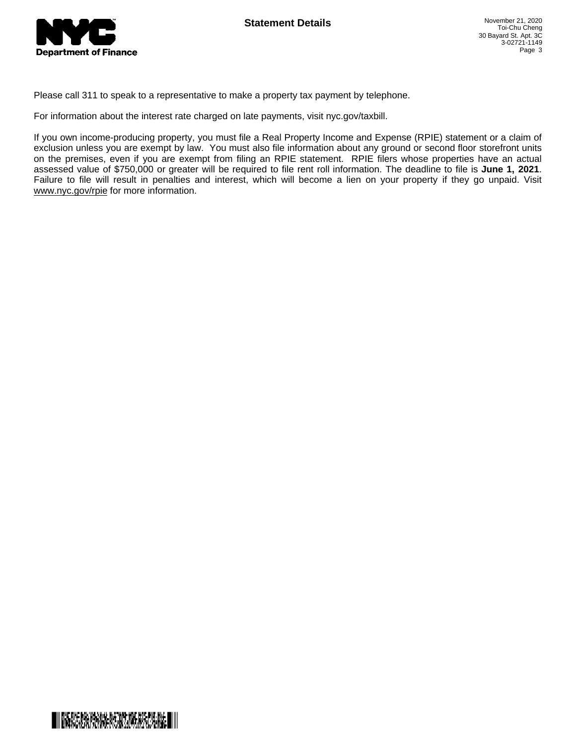Please call 311 to speak to a representative to make a property tax payment by telephone.

For information about the interest rate charged on late payments, visit nyc.gov/taxbill.

If you own income-producing property, you must file a Real Property Income and Expense (RPIE) statement or a claim of exclusion unless you are exempt by law. You must also file information about any ground or second floor storefront units on the premises, even if you are exempt from filing an RPIE statement. RPIE filers whose properties have an actual assessed value of $750,000 or greater will be required to file rent roll information. The deadline to file is **June 1, 2021**. Failure to file will result in penalties and interest, which will become a lien on your property if they go unpaid. Visit www.nyc.gov/rpie for more information.